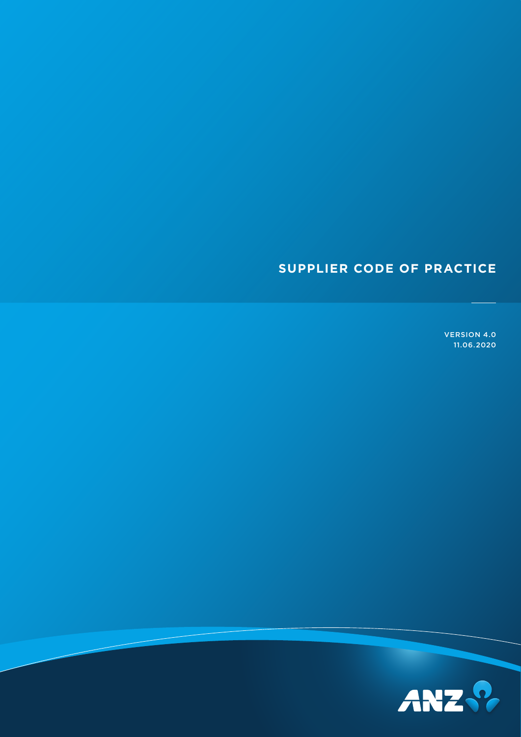# SUPPLIER CODE OF PRACTICE

VERSION 4.0
11.06.2020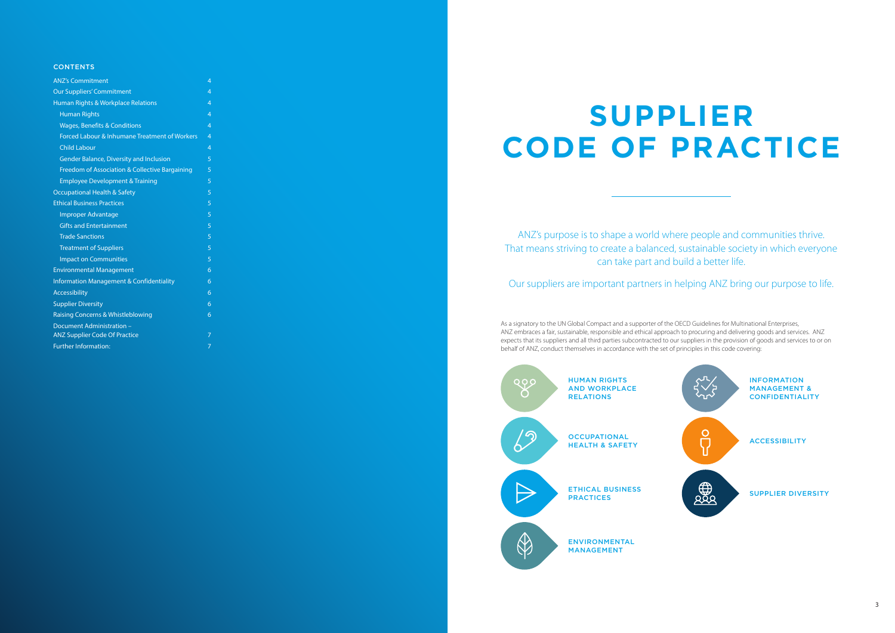## CONTENTS

| | |
|---|---|
| ANZ's Commitment | 4 |
| Our Suppliers' Commitment | 4 |
| Human Rights & Workplace Relations | 4 |
| Human Rights | 4 |
| Wages, Benefits & Conditions | 4 |
| Forced Labour & Inhumane Treatment of Workers | 4 |
| Child Labour | 4 |
| Gender Balance, Diversity and Inclusion | 5 |
| Freedom of Association & Collective Bargaining | 5 |
| Employee Development & Training | 5 |
| Occupational Health & Safety | 5 |
| Ethical Business Practices | 5 |
| Improper Advantage | 5 |
| Gifts and Entertainment | 5 |
| Trade Sanctions | 5 |
| Treatment of Suppliers | 5 |
| Impact on Communities | 5 |
| Environmental Management | 6 |
| Information Management & Confidentiality | 6 |
| Accessibility | 6 |
| Supplier Diversity | 6 |
| Raising Concerns & Whistleblowing | 6 |
| Document Administration – ANZ Supplier Code Of Practice | 7 |
| Further Information: | 7 |

# SUPPLIER CODE OF PRACTICE

ANZ's purpose is to shape a world where people and communities thrive. That means striving to create a balanced, sustainable society in which everyone can take part and build a better life.

Our suppliers are important partners in helping ANZ bring our purpose to life.

As a signatory to the UN Global Compact and a supporter of the OECD Guidelines for Multinational Enterprises, ANZ embraces a fair, sustainable, responsible and ethical approach to procuring and delivering goods and services. ANZ expects that its suppliers and all third parties subcontracted to our suppliers in the provision of goods and services to or on behalf of ANZ, conduct themselves in accordance with the set of principles in this code covering:

- HUMAN RIGHTS AND WORKPLACE RELATIONS
- OCCUPATIONAL HEALTH & SAFETY
- ETHICAL BUSINESS PRACTICES
- ENVIRONMENTAL MANAGEMENT
- INFORMATION MANAGEMENT & CONFIDENTIALITY
- ACCESSIBILITY
- SUPPLIER DIVERSITY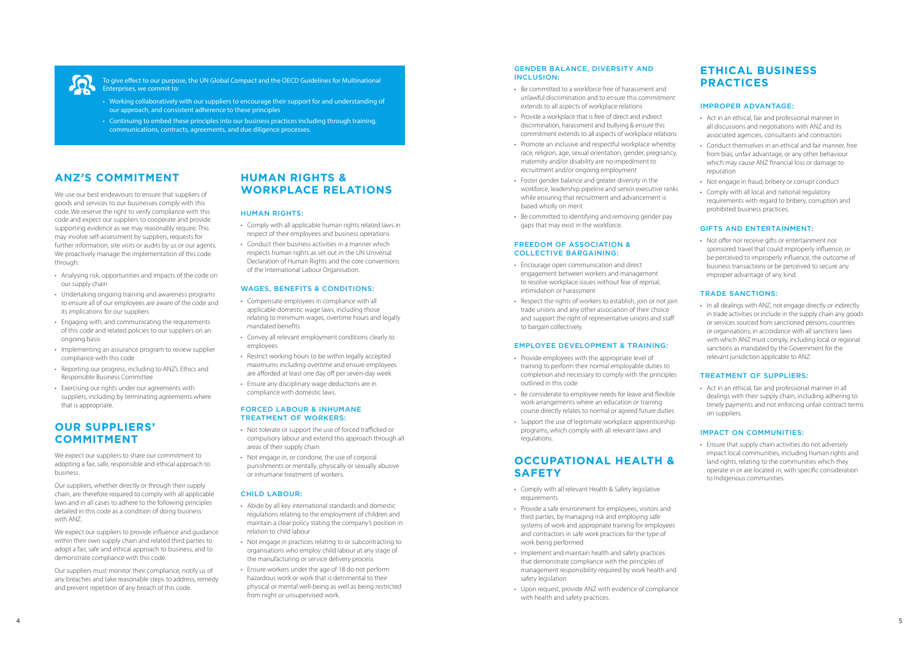To give effect to our purpose, the UN Global Compact and the OECD Guidelines for Multinational Enterprises, we commit to:

- Working collaboratively with our suppliers to encourage their support for and understanding of our approach, and consistent adherence to these principles
- Continuing to embed these principles into our business practices including through training, communications, contracts, agreements, and due diligence processes.

## ANZ'S COMMITMENT

We use our best endeavours to ensure that suppliers of goods and services to our businesses comply with this code. We reserve the right to verify compliance with this code and expect our suppliers to cooperate and provide supporting evidence as we may reasonably require. This may involve self-assessment by suppliers, requests for further information, site visits or audits by us or our agents. We proactively manage the implementation of this code through:

- Analysing risk, opportunities and impacts of the code on our supply chain
- Undertaking ongoing training and awareness programs to ensure all of our employees are aware of the code and its implications for our suppliers
- Engaging with, and communicating the requirements of this code and related policies to our suppliers on an ongoing basis
- Implementing an assurance program to review supplier compliance with this code
- Reporting our progress, including to ANZ's Ethics and Responsible Business Committee
- Exercising our rights under our agreements with suppliers, including by terminating agreements where that is appropriate.

## OUR SUPPLIERS' COMMITMENT

We expect our suppliers to share our commitment to adopting a fair, safe, responsible and ethical approach to business.

Our suppliers, whether directly or through their supply chain, are therefore required to comply with all applicable laws and in all cases to adhere to the following principles detailed in this code as a condition of doing business with ANZ.

We expect our suppliers to provide influence and guidance within their own supply chain and related third parties to adopt a fair, safe and ethical approach to business, and to demonstrate compliance with this code.

Our suppliers must monitor their compliance, notify us of any breaches and take reasonable steps to address, remedy and prevent repetition of any breach of this code.

## HUMAN RIGHTS & WORKPLACE RELATIONS

### HUMAN RIGHTS:

- Comply with all applicable human rights related laws in respect of their employees and business operations
- Conduct their business activities in a manner which respects human rights as set out in the UN Universal Declaration of Human Rights and the core conventions of the International Labour Organisation.

### WAGES, BENEFITS & CONDITIONS:

- Compensate employees in compliance with all applicable domestic wage laws, including those relating to minimum wages, overtime hours and legally mandated benefits
- Convey all relevant employment conditions clearly to employees
- Restrict working hours to be within legally accepted maximums including overtime and ensure employees are afforded at least one day off per seven-day week
- Ensure any disciplinary wage deductions are in compliance with domestic laws.

### FORCED LABOUR & INHUMANE TREATMENT OF WORKERS:

- Not tolerate or support the use of forced trafficked or compulsory labour and extend this approach through all areas of their supply chain
- Not engage in, or condone, the use of corporal punishments or mentally, physically or sexually abusive or inhumane treatment of workers.

### CHILD LABOUR:

- Abide by all key international standards and domestic regulations relating to the employment of children and maintain a clear policy stating the company's position in relation to child labour
- Not engage in practices relating to or subcontracting to organisations who employ child labour at any stage of the manufacturing or service delivery process
- Ensure workers under the age of 18 do not perform hazardous work or work that is detrimental to their physical or mental well-being as well as being restricted from night or unsupervised work.

### GENDER BALANCE, DIVERSITY AND INCLUSION:

- Be committed to a workforce free of harassment and unlawful discrimination and to ensure this commitment extends to all aspects of workplace relations
- Provide a workplace that is free of direct and indirect discrimination, harassment and bullying & ensure this commitment extends to all aspects of workplace relations
- Promote an inclusive and respectful workplace whereby race, religion, age, sexual orientation, gender, pregnancy, maternity and/or disability are no impediment to recruitment and/or ongoing employment
- Foster gender balance and greater diversity in the workforce, leadership pipeline and senior executive ranks while ensuring that recruitment and advancement is based wholly on merit
- Be committed to identifying and removing gender pay gaps that may exist in the workforce.

### FREEDOM OF ASSOCIATION & COLLECTIVE BARGAINING:

- Encourage open communication and direct engagement between workers and management to resolve workplace issues without fear of reprisal, intimidation or harassment
- Respect the rights of workers to establish, join or not join trade unions and any other association of their choice and support the right of representative unions and staff to bargain collectively.

### EMPLOYEE DEVELOPMENT & TRAINING:

- Provide employees with the appropriate level of training to perform their normal employable duties to completion and necessary to comply with the principles outlined in this code
- Be considerate to employee needs for leave and flexible work arrangements where an education or training course directly relates to normal or agreed future duties
- Support the use of legitimate workplace apprenticeship programs, which comply with all relevant laws and regulations.

## OCCUPATIONAL HEALTH & SAFETY

- Comply with all relevant Health & Safety legislative requirements
- Provide a safe environment for employees, visitors and third parties, by managing risk and employing safe systems of work and appropriate training for employees and contractors in safe work practices for the type of work being performed
- Implement and maintain health and safety practices that demonstrate compliance with the principles of management responsibility required by work health and safety legislation
- Upon request, provide ANZ with evidence of compliance with health and safety practices.

## ETHICAL BUSINESS PRACTICES

### IMPROPER ADVANTAGE:

- Act in an ethical, fair and professional manner in all discussions and negotiations with ANZ and its associated agencies, consultants and contractors
- Conduct themselves in an ethical and fair manner, free from bias, unfair advantage, or any other behaviour which may cause ANZ financial loss or damage to reputation
- Not engage in fraud, bribery or corrupt conduct
- Comply with all local and national regulatory requirements with regard to bribery, corruption and prohibited business practices.

### GIFTS AND ENTERTAINMENT:

- Not offer nor receive gifts or entertainment nor sponsored travel that could improperly influence, or be perceived to improperly influence, the outcome of business transactions or be perceived to secure any improper advantage of any kind.

### TRADE SANCTIONS:

- In all dealings with ANZ, not engage directly or indirectly in trade activities or include in the supply chain any goods or services sourced from sanctioned persons, countries or organisations; in accordance with all sanctions laws with which ANZ must comply, including local or regional sanctions as mandated by the Government for the relevant jurisdiction applicable to ANZ.

### TREATMENT OF SUPPLIERS:

- Act in an ethical, fair and professional manner in all dealings with their supply chain, including adhering to timely payments and not enforcing unfair contract terms on suppliers.

### IMPACT ON COMMUNITIES:

- Ensure that supply chain activities do not adversely impact local communities, including human rights and land rights, relating to the communities which they operate in or are located in, with specific consideration to Indigenous communities.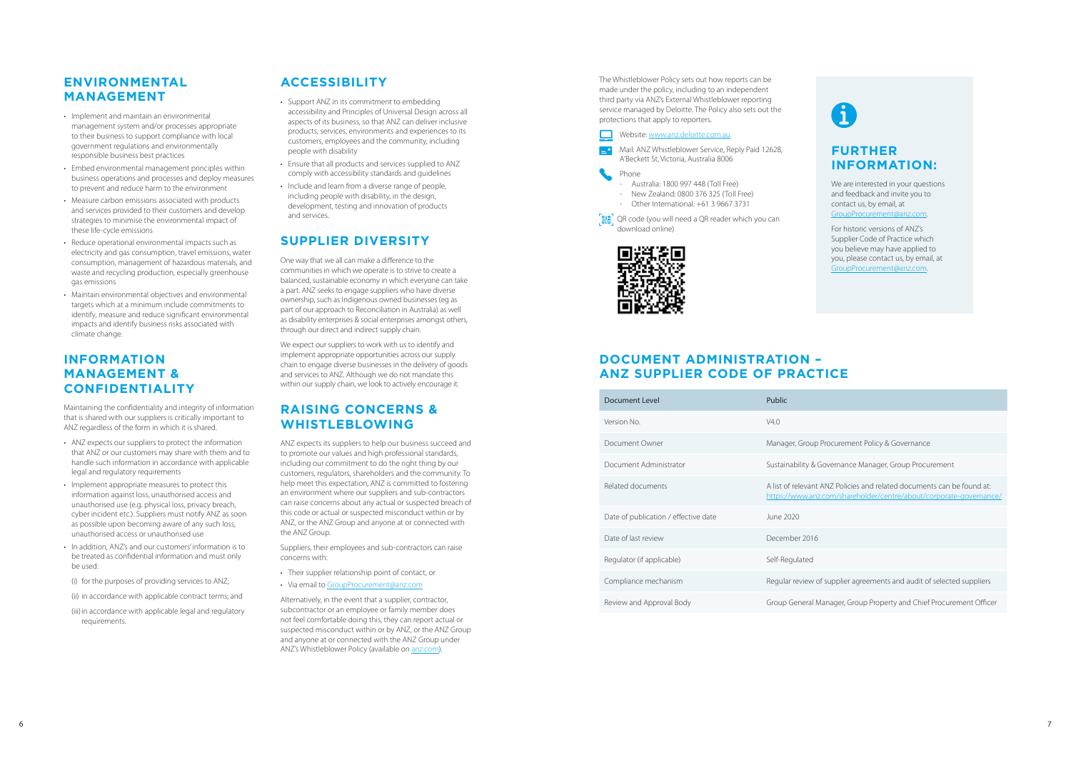## ENVIRONMENTAL MANAGEMENT

- Implement and maintain an environmental management system and/or processes appropriate to their business to support compliance with local government regulations and environmentally responsible business best practices
- Embed environmental management principles within business operations and processes and deploy measures to prevent and reduce harm to the environment
- Measure carbon emissions associated with products and services provided to their customers and develop strategies to minimise the environmental impact of these life-cycle emissions
- Reduce operational environmental impacts such as electricity and gas consumption, travel emissions, water consumption, management of hazardous materials, and waste and recycling production, especially greenhouse gas emissions
- Maintain environmental objectives and environmental targets which at a minimum include commitments to identify, measure and reduce significant environmental impacts and identify business risks associated with climate change.

## INFORMATION MANAGEMENT & CONFIDENTIALITY

Maintaining the confidentiality and integrity of information that is shared with our suppliers is critically important to ANZ regardless of the form in which it is shared.

- ANZ expects our suppliers to protect the information that ANZ or our customers may share with them and to handle such information in accordance with applicable legal and regulatory requirements
- Implement appropriate measures to protect this information against loss, unauthorised access and unauthorised use (e.g. physical loss, privacy breach, cyber incident etc.). Suppliers must notify ANZ as soon as possible upon becoming aware of any such loss, unauthorised access or unauthorised use
- In addition, ANZ's and our customers' information is to be treated as confidential information and must only be used:

  (i) for the purposes of providing services to ANZ;

  (ii) in accordance with applicable contract terms; and

  (iii) in accordance with applicable legal and regulatory requirements.

## ACCESSIBILITY

- Support ANZ in its commitment to embedding accessibility and Principles of Universal Design across all aspects of its business, so that ANZ can deliver inclusive products, services, environments and experiences to its customers, employees and the community, including people with disability
- Ensure that all products and services supplied to ANZ comply with accessibility standards and guidelines
- Include and learn from a diverse range of people, including people with disability, in the design, development, testing and innovation of products and services.

## SUPPLIER DIVERSITY

One way that we all can make a difference to the communities in which we operate is to strive to create a balanced, sustainable economy in which everyone can take a part. ANZ seeks to engage suppliers who have diverse ownership, such as Indigenous owned businesses (eg as part of our approach to Reconciliation in Australia) as well as disability enterprises & social enterprises amongst others, through our direct and indirect supply chain.

We expect our suppliers to work with us to identify and implement appropriate opportunities across our supply chain to engage diverse businesses in the delivery of goods and services to ANZ. Although we do not mandate this within our supply chain, we look to actively encourage it.

## RAISING CONCERNS & WHISTLEBLOWING

ANZ expects its suppliers to help our business succeed and to promote our values and high professional standards, including our commitment to do the right thing by our customers, regulators, shareholders and the community. To help meet this expectation, ANZ is committed to fostering an environment where our suppliers and sub-contractors can raise concerns about any actual or suspected breach of this code or actual or suspected misconduct within or by ANZ, or the ANZ Group and anyone at or connected with the ANZ Group.

Suppliers, their employees and sub-contractors can raise concerns with:

- Their supplier relationship point of contact, or
- Via email to GroupProcurement@anz.com

Alternatively, in the event that a supplier, contractor, subcontractor or an employee or family member does not feel comfortable doing this, they can report actual or suspected misconduct within or by ANZ, or the ANZ Group and anyone at or connected with the ANZ Group under ANZ's Whistleblower Policy (available on anz.com).

The Whistleblower Policy sets out how reports can be made under the policy, including to an independent third party via ANZ's External Whistleblower reporting service managed by Deloitte. The Policy also sets out the protections that apply to reporters.

- Website: www.anz.deloitte.com.au
- Mail: ANZ Whistleblower Service, Reply Paid 12628, A'Beckett St, Victoria, Australia 8006
- Phone
  - Australia: 1800 997 448 (Toll Free)
  - New Zealand: 0800 376 325 (Toll Free)
  - Other International: +61 3 9667 3731
- QR code (you will need a QR reader which you can download online)

## FURTHER INFORMATION:

We are interested in your questions and feedback and invite you to contact us, by email, at GroupProcurement@anz.com.

For historic versions of ANZ's Supplier Code of Practice which you believe may have applied to you, please contact us, by email, at GroupProcurement@anz.com.

## DOCUMENT ADMINISTRATION – ANZ SUPPLIER CODE OF PRACTICE

| Document Level | Public |
|---|---|
| Version No. | V4.0 |
| Document Owner | Manager, Group Procurement Policy & Governance |
| Document Administrator | Sustainability & Governance Manager, Group Procurement |
| Related documents | A list of relevant ANZ Policies and related documents can be found at: https://www.anz.com/shareholder/centre/about/corporate-governance/ |
| Date of publication / effective date | June 2020 |
| Date of last review | December 2016 |
| Regulator (if applicable) | Self-Regulated |
| Compliance mechanism | Regular review of supplier agreements and audit of selected suppliers |
| Review and Approval Body | Group General Manager, Group Property and Chief Procurement Officer |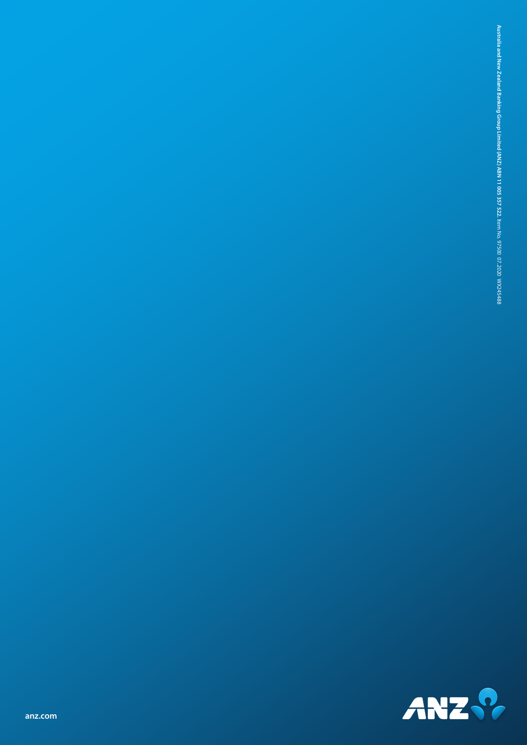**Australia and New Zealand Banking Group Limited (ANZ) ABN 11 005 357 522.** Item No. 97500 07.2020 WX245488

**anz.com**